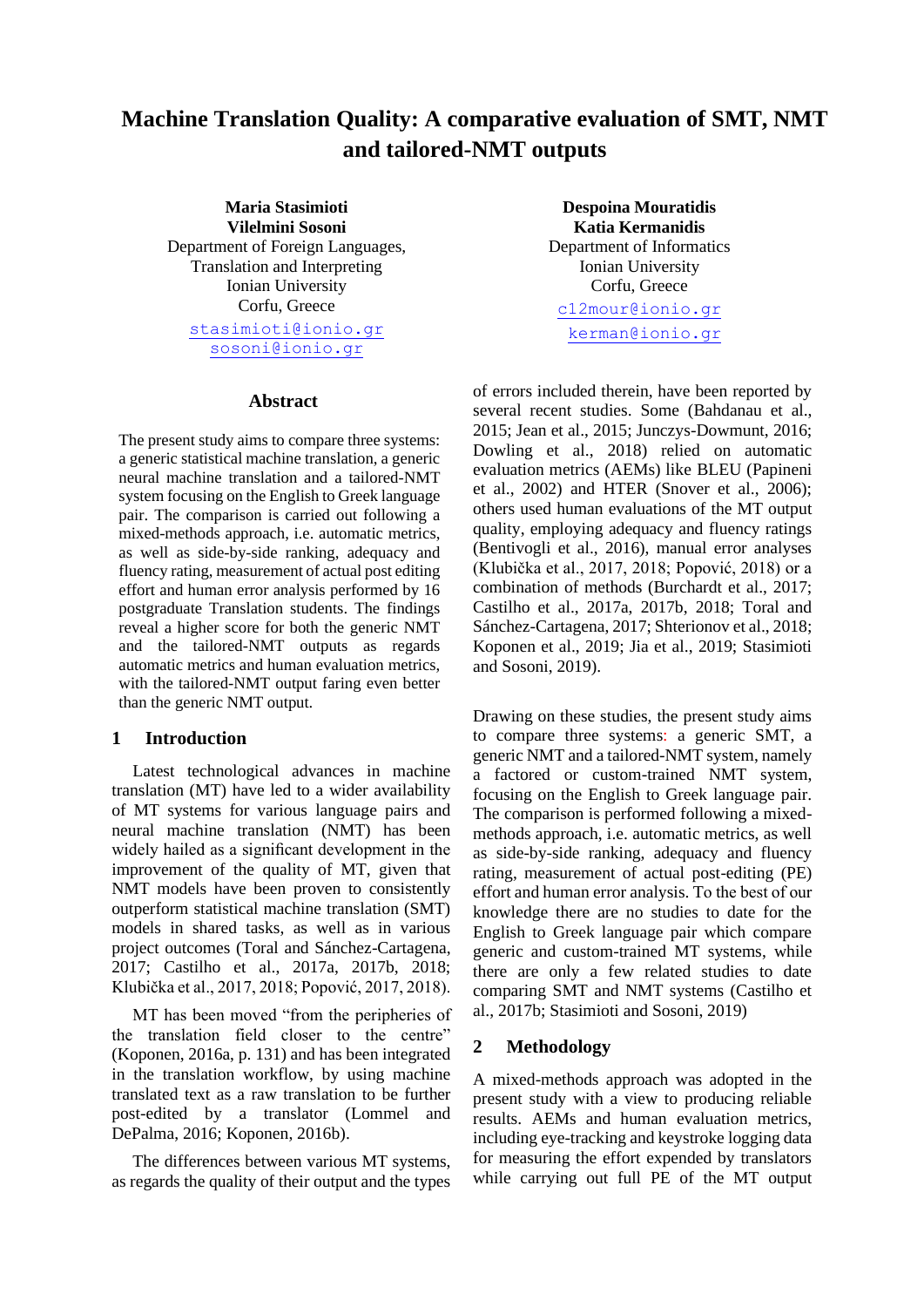# Machine Translation Quality: A comparative evaluation of SMT, NMT and tailored-NMT outputs

**Maria Stasimioti**
**Vilelmini Sosoni**
Department of Foreign Languages, Translation and Interpreting
Ionian University
Corfu, Greece
stasimioti@ionio.gr
sosoni@ionio.gr

**Despoina Mouratidis**
**Katia Kermanidis**
Department of Informatics
Ionian University
Corfu, Greece
c12mour@ionio.gr
kerman@ionio.gr

## Abstract

The present study aims to compare three systems: a generic statistical machine translation, a generic neural machine translation and a tailored-NMT system focusing on the English to Greek language pair. The comparison is carried out following a mixed-methods approach, i.e. automatic metrics, as well as side-by-side ranking, adequacy and fluency rating, measurement of actual post editing effort and human error analysis performed by 16 postgraduate Translation students. The findings reveal a higher score for both the generic NMT and the tailored-NMT outputs as regards automatic metrics and human evaluation metrics, with the tailored-NMT output faring even better than the generic NMT output.

## 1 Introduction

Latest technological advances in machine translation (MT) have led to a wider availability of MT systems for various language pairs and neural machine translation (NMT) has been widely hailed as a significant development in the improvement of the quality of MT, given that NMT models have been proven to consistently outperform statistical machine translation (SMT) models in shared tasks, as well as in various project outcomes (Toral and Sánchez-Cartagena, 2017; Castilho et al., 2017a, 2017b, 2018; Klubička et al., 2017, 2018; Popović, 2017, 2018).

MT has been moved "from the peripheries of the translation field closer to the centre" (Koponen, 2016a, p. 131) and has been integrated in the translation workflow, by using machine translated text as a raw translation to be further post-edited by a translator (Lommel and DePalma, 2016; Koponen, 2016b).

The differences between various MT systems, as regards the quality of their output and the types of errors included therein, have been reported by several recent studies. Some (Bahdanau et al., 2015; Jean et al., 2015; Junczys-Dowmunt, 2016; Dowling et al., 2018) relied on automatic evaluation metrics (AEMs) like BLEU (Papineni et al., 2002) and HTER (Snover et al., 2006); others used human evaluations of the MT output quality, employing adequacy and fluency ratings (Bentivogli et al., 2016), manual error analyses (Klubička et al., 2017, 2018; Popović, 2018) or a combination of methods (Burchardt et al., 2017; Castilho et al., 2017a, 2017b, 2018; Toral and Sánchez-Cartagena, 2017; Shterionov et al., 2018; Koponen et al., 2019; Jia et al., 2019; Stasimioti and Sosoni, 2019).

Drawing on these studies, the present study aims to compare three systems: a generic SMT, a generic NMT and a tailored-NMT system, namely a factored or custom-trained NMT system, focusing on the English to Greek language pair. The comparison is performed following a mixed-methods approach, i.e. automatic metrics, as well as side-by-side ranking, adequacy and fluency rating, measurement of actual post-editing (PE) effort and human error analysis. To the best of our knowledge there are no studies to date for the English to Greek language pair which compare generic and custom-trained MT systems, while there are only a few related studies to date comparing SMT and NMT systems (Castilho et al., 2017b; Stasimioti and Sosoni, 2019)

## 2 Methodology

A mixed-methods approach was adopted in the present study with a view to producing reliable results. AEMs and human evaluation metrics, including eye-tracking and keystroke logging data for measuring the effort expended by translators while carrying out full PE of the MT output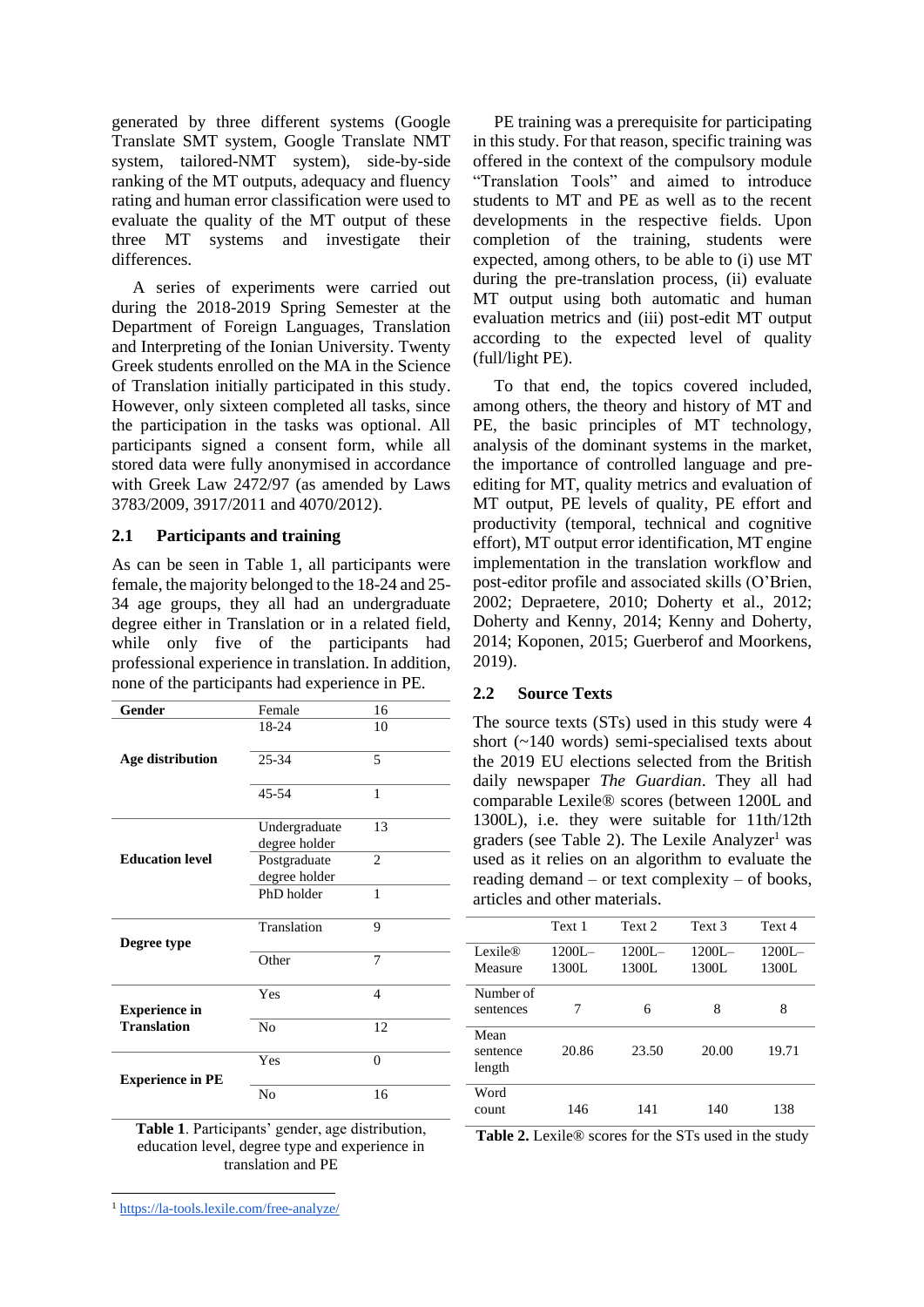generated by three different systems (Google Translate SMT system, Google Translate NMT system, tailored-NMT system), side-by-side ranking of the MT outputs, adequacy and fluency rating and human error classification were used to evaluate the quality of the MT output of these three MT systems and investigate their differences.

A series of experiments were carried out during the 2018-2019 Spring Semester at the Department of Foreign Languages, Translation and Interpreting of the Ionian University. Twenty Greek students enrolled on the MA in the Science of Translation initially participated in this study. However, only sixteen completed all tasks, since the participation in the tasks was optional. All participants signed a consent form, while all stored data were fully anonymised in accordance with Greek Law 2472/97 (as amended by Laws 3783/2009, 3917/2011 and 4070/2012).

## 2.1 Participants and training

As can be seen in Table 1, all participants were female, the majority belonged to the 18-24 and 25-34 age groups, they all had an undergraduate degree either in Translation or in a related field, while only five of the participants had professional experience in translation. In addition, none of the participants had experience in PE.

| | | |
|---|---|---|
| **Gender** | Female | 16 |
| **Age distribution** | 18-24 | 10 |
| | 25-34 | 5 |
| | 45-54 | 1 |
| **Education level** | Undergraduate degree holder | 13 |
| | Postgraduate degree holder | 2 |
| | PhD holder | 1 |
| **Degree type** | Translation | 9 |
| | Other | 7 |
| **Experience in Translation** | Yes | 4 |
| | No | 12 |
| **Experience in PE** | Yes | 0 |
| | No | 16 |

**Table 1**. Participants' gender, age distribution, education level, degree type and experience in translation and PE

PE training was a prerequisite for participating in this study. For that reason, specific training was offered in the context of the compulsory module "Translation Tools" and aimed to introduce students to MT and PE as well as to the recent developments in the respective fields. Upon completion of the training, students were expected, among others, to be able to (i) use MT during the pre-translation process, (ii) evaluate MT output using both automatic and human evaluation metrics and (iii) post-edit MT output according to the expected level of quality (full/light PE).

To that end, the topics covered included, among others, the theory and history of MT and PE, the basic principles of MT technology, analysis of the dominant systems in the market, the importance of controlled language and pre-editing for MT, quality metrics and evaluation of MT output, PE levels of quality, PE effort and productivity (temporal, technical and cognitive effort), MT output error identification, MT engine implementation in the translation workflow and post-editor profile and associated skills (O'Brien, 2002; Depraetere, 2010; Doherty et al., 2012; Doherty and Kenny, 2014; Kenny and Doherty, 2014; Koponen, 2015; Guerberof and Moorkens, 2019).

## 2.2 Source Texts

The source texts (STs) used in this study were 4 short (~140 words) semi-specialised texts about the 2019 EU elections selected from the British daily newspaper *The Guardian*. They all had comparable Lexile® scores (between 1200L and 1300L), i.e. they were suitable for 11th/12th graders (see Table 2). The Lexile Analyzer[1] was used as it relies on an algorithm to evaluate the reading demand – or text complexity – of books, articles and other materials.

| | Text 1 | Text 2 | Text 3 | Text 4 |
|---|---|---|---|---|
| Lexile® Measure | 1200L–1300L | 1200L–1300L | 1200L–1300L | 1200L–1300L |
| Number of sentences | 7 | 6 | 8 | 8 |
| Mean sentence length | 20.86 | 23.50 | 20.00 | 19.71 |
| Word count | 146 | 141 | 140 | 138 |

**Table 2.** Lexile® scores for the STs used in the study

[1] https://la-tools.lexile.com/free-analyze/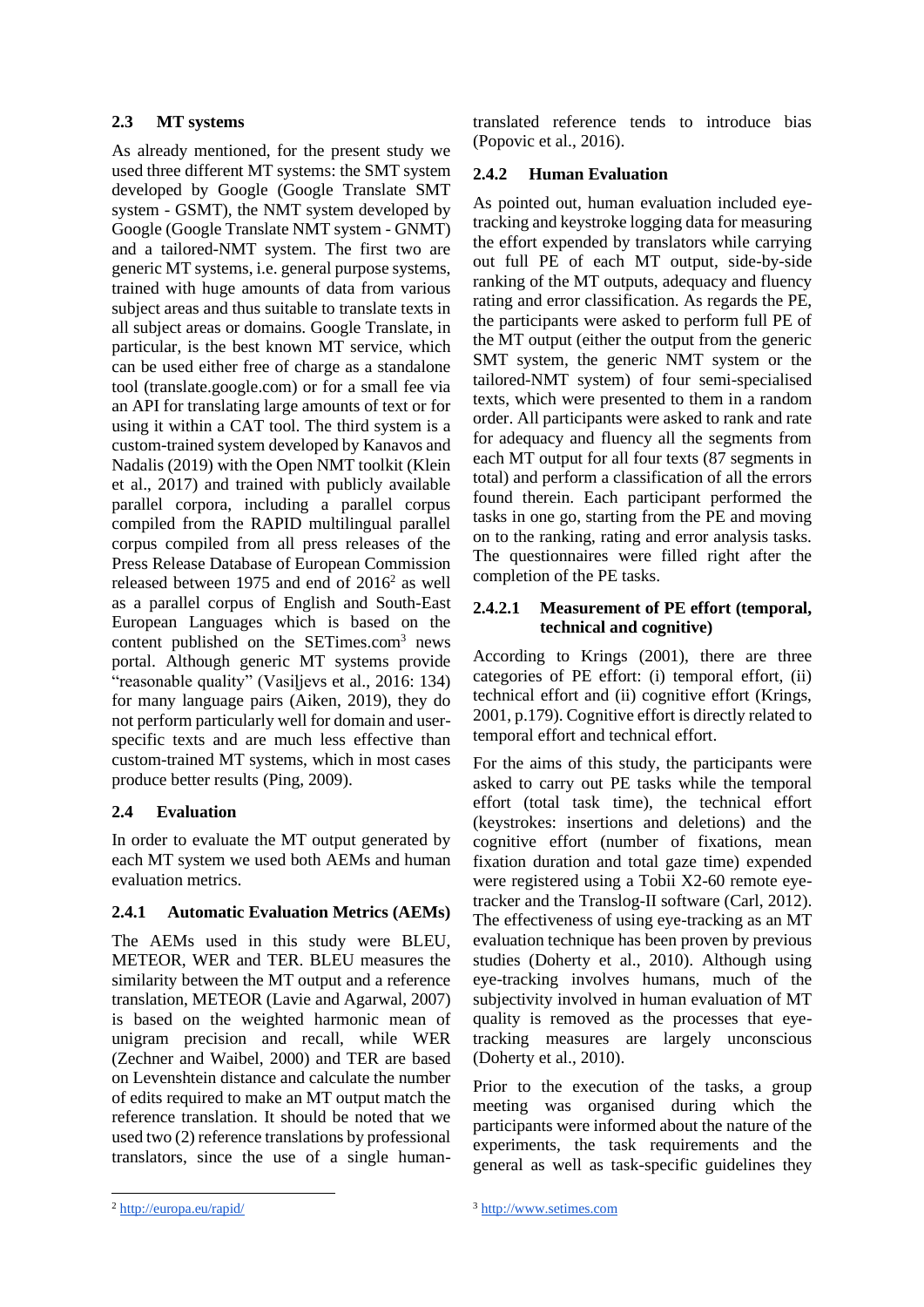## 2.3 MT systems

As already mentioned, for the present study we used three different MT systems: the SMT system developed by Google (Google Translate SMT system - GSMT), the NMT system developed by Google (Google Translate NMT system - GNMT) and a tailored-NMT system. The first two are generic MT systems, i.e. general purpose systems, trained with huge amounts of data from various subject areas and thus suitable to translate texts in all subject areas or domains. Google Translate, in particular, is the best known MT service, which can be used either free of charge as a standalone tool (translate.google.com) or for a small fee via an API for translating large amounts of text or for using it within a CAT tool. The third system is a custom-trained system developed by Kanavos and Nadalis (2019) with the Open NMT toolkit (Klein et al., 2017) and trained with publicly available parallel corpora, including a parallel corpus compiled from the RAPID multilingual parallel corpus compiled from all press releases of the Press Release Database of European Commission released between 1975 and end of 2016[2] as well as a parallel corpus of English and South-East European Languages which is based on the content published on the SETimes.com[3] news portal. Although generic MT systems provide "reasonable quality" (Vasiļjevs et al., 2016: 134) for many language pairs (Aiken, 2019), they do not perform particularly well for domain and user-specific texts and are much less effective than custom-trained MT systems, which in most cases produce better results (Ping, 2009).

## 2.4 Evaluation

In order to evaluate the MT output generated by each MT system we used both AEMs and human evaluation metrics.

### 2.4.1 Automatic Evaluation Metrics (AEMs)

The AEMs used in this study were BLEU, METEOR, WER and TER. BLEU measures the similarity between the MT output and a reference translation, METEOR (Lavie and Agarwal, 2007) is based on the weighted harmonic mean of unigram precision and recall, while WER (Zechner and Waibel, 2000) and TER are based on Levenshtein distance and calculate the number of edits required to make an MT output match the reference translation. It should be noted that we used two (2) reference translations by professional translators, since the use of a single human-translated reference tends to introduce bias (Popovic et al., 2016).

### 2.4.2 Human Evaluation

As pointed out, human evaluation included eye-tracking and keystroke logging data for measuring the effort expended by translators while carrying out full PE of each MT output, side-by-side ranking of the MT outputs, adequacy and fluency rating and error classification. As regards the PE, the participants were asked to perform full PE of the MT output (either the output from the generic SMT system, the generic NMT system or the tailored-NMT system) of four semi-specialised texts, which were presented to them in a random order. All participants were asked to rank and rate for adequacy and fluency all the segments from each MT output for all four texts (87 segments in total) and perform a classification of all the errors found therein. Each participant performed the tasks in one go, starting from the PE and moving on to the ranking, rating and error analysis tasks. The questionnaires were filled right after the completion of the PE tasks.

#### 2.4.2.1 Measurement of PE effort (temporal, technical and cognitive)

According to Krings (2001), there are three categories of PE effort: (i) temporal effort, (ii) technical effort and (ii) cognitive effort (Krings, 2001, p.179). Cognitive effort is directly related to temporal effort and technical effort.

For the aims of this study, the participants were asked to carry out PE tasks while the temporal effort (total task time), the technical effort (keystrokes: insertions and deletions) and the cognitive effort (number of fixations, mean fixation duration and total gaze time) expended were registered using a Tobii X2-60 remote eye-tracker and the Translog-II software (Carl, 2012). The effectiveness of using eye-tracking as an MT evaluation technique has been proven by previous studies (Doherty et al., 2010). Although using eye-tracking involves humans, much of the subjectivity involved in human evaluation of MT quality is removed as the processes that eye-tracking measures are largely unconscious (Doherty et al., 2010).

Prior to the execution of the tasks, a group meeting was organised during which the participants were informed about the nature of the experiments, the task requirements and the general as well as task-specific guidelines they

[2] http://europa.eu/rapid/

[3] http://www.setimes.com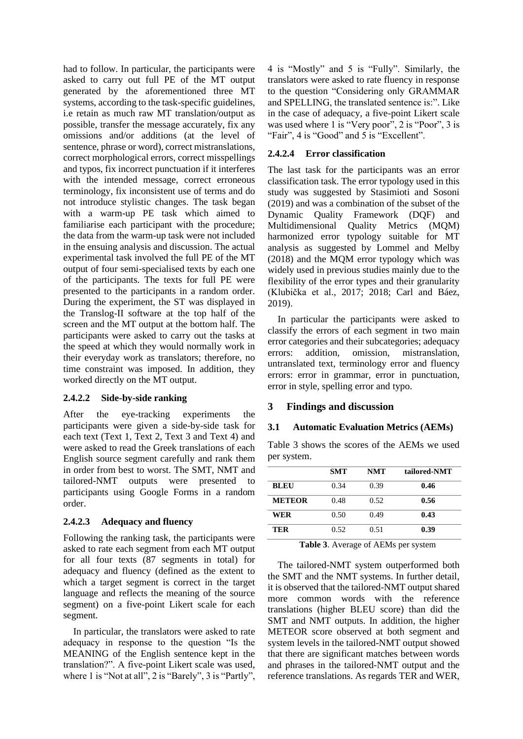had to follow. In particular, the participants were asked to carry out full PE of the MT output generated by the aforementioned three MT systems, according to the task-specific guidelines, i.e retain as much raw MT translation/output as possible, transfer the message accurately, fix any omissions and/or additions (at the level of sentence, phrase or word), correct mistranslations, correct morphological errors, correct misspellings and typos, fix incorrect punctuation if it interferes with the intended message, correct erroneous terminology, fix inconsistent use of terms and do not introduce stylistic changes. The task began with a warm-up PE task which aimed to familiarise each participant with the procedure; the data from the warm-up task were not included in the ensuing analysis and discussion. The actual experimental task involved the full PE of the MT output of four semi-specialised texts by each one of the participants. The texts for full PE were presented to the participants in a random order. During the experiment, the ST was displayed in the Translog-II software at the top half of the screen and the MT output at the bottom half. The participants were asked to carry out the tasks at the speed at which they would normally work in their everyday work as translators; therefore, no time constraint was imposed. In addition, they worked directly on the MT output.

#### 2.4.2.2 Side-by-side ranking

After the eye-tracking experiments the participants were given a side-by-side task for each text (Text 1, Text 2, Text 3 and Text 4) and were asked to read the Greek translations of each English source segment carefully and rank them in order from best to worst. The SMT, NMT and tailored-NMT outputs were presented to participants using Google Forms in a random order.

#### 2.4.2.3 Adequacy and fluency

Following the ranking task, the participants were asked to rate each segment from each MT output for all four texts (87 segments in total) for adequacy and fluency (defined as the extent to which a target segment is correct in the target language and reflects the meaning of the source segment) on a five-point Likert scale for each segment.

In particular, the translators were asked to rate adequacy in response to the question "Is the MEANING of the English sentence kept in the translation?". A five-point Likert scale was used, where 1 is "Not at all", 2 is "Barely", 3 is "Partly", 4 is "Mostly" and 5 is "Fully". Similarly, the translators were asked to rate fluency in response to the question "Considering only GRAMMAR and SPELLING, the translated sentence is:". Like in the case of adequacy, a five-point Likert scale was used where 1 is "Very poor", 2 is "Poor", 3 is "Fair", 4 is "Good" and 5 is "Excellent".

#### 2.4.2.4 Error classification

The last task for the participants was an error classification task. The error typology used in this study was suggested by Stasimioti and Sosoni (2019) and was a combination of the subset of the Dynamic Quality Framework (DQF) and Multidimensional Quality Metrics (MQM) harmonized error typology suitable for MT analysis as suggested by Lommel and Melby (2018) and the MQM error typology which was widely used in previous studies mainly due to the flexibility of the error types and their granularity (Klubička et al., 2017; 2018; Carl and Báez, 2019).

In particular the participants were asked to classify the errors of each segment in two main error categories and their subcategories; adequacy errors: addition, omission, mistranslation, untranslated text, terminology error and fluency errors: error in grammar, error in punctuation, error in style, spelling error and typo.

## 3 Findings and discussion

### 3.1 Automatic Evaluation Metrics (AEMs)

Table 3 shows the scores of the AEMs we used per system.

| | SMT | NMT | tailored-NMT |
|---|---|---|---|
| **BLEU** | 0.34 | 0.39 | **0.46** |
| **METEOR** | 0.48 | 0.52 | **0.56** |
| **WER** | 0.50 | 0.49 | **0.43** |
| **TER** | 0.52 | 0.51 | **0.39** |

**Table 3**. Average of AEMs per system

The tailored-NMT system outperformed both the SMT and the NMT systems. In further detail, it is observed that the tailored-NMT output shared more common words with the reference translations (higher BLEU score) than did the SMT and NMT outputs. In addition, the higher METEOR score observed at both segment and system levels in the tailored-NMT output showed that there are significant matches between words and phrases in the tailored-NMT output and the reference translations. As regards TER and WER,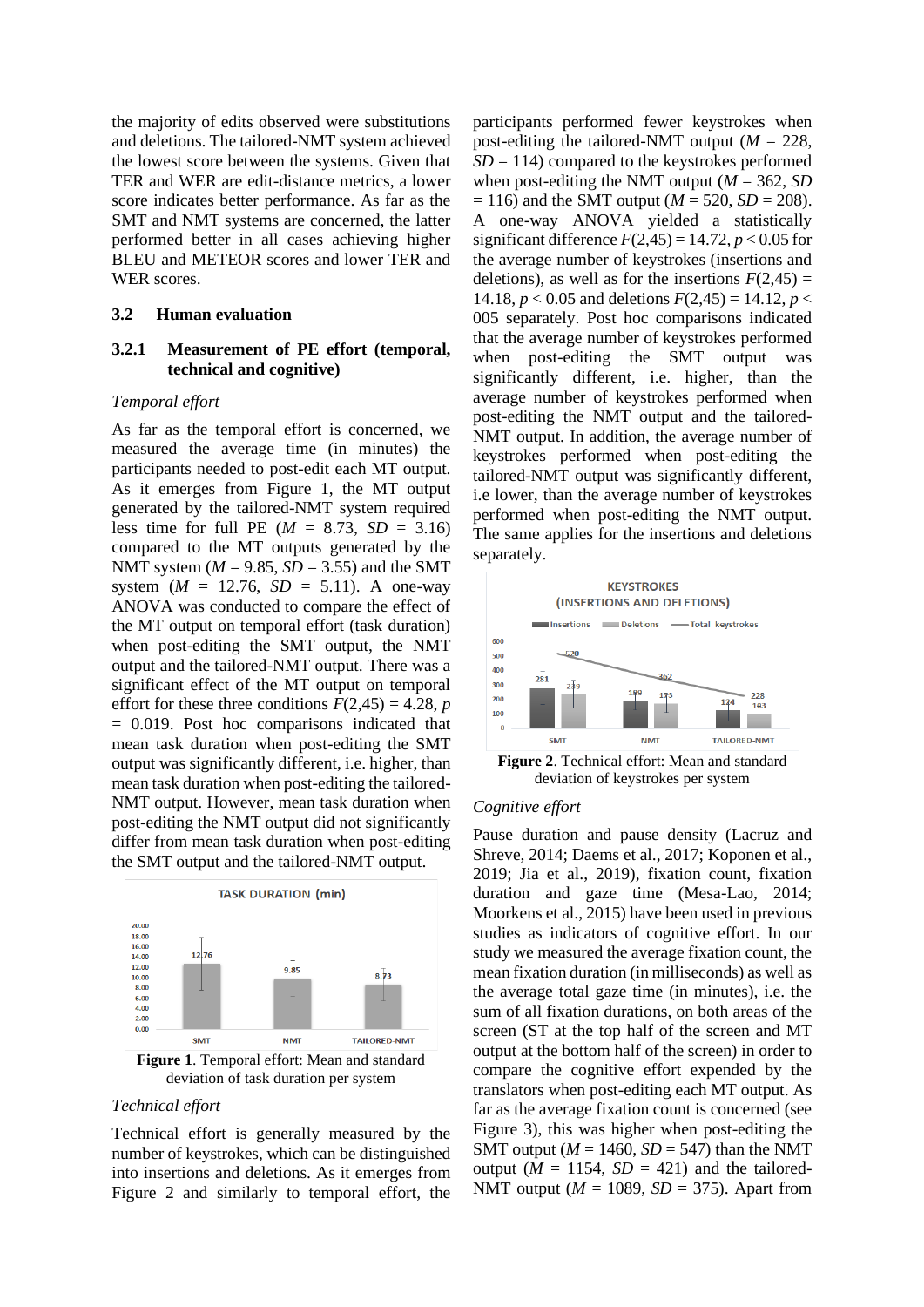the majority of edits observed were substitutions and deletions. The tailored-NMT system achieved the lowest score between the systems. Given that TER and WER are edit-distance metrics, a lower score indicates better performance. As far as the SMT and NMT systems are concerned, the latter performed better in all cases achieving higher BLEU and METEOR scores and lower TER and WER scores.

### 3.2 Human evaluation

#### 3.2.1 Measurement of PE effort (temporal, technical and cognitive)

*Temporal effort*

As far as the temporal effort is concerned, we measured the average time (in minutes) the participants needed to post-edit each MT output. As it emerges from Figure 1, the MT output generated by the tailored-NMT system required less time for full PE ($M$ = 8.73, $SD$ = 3.16) compared to the MT outputs generated by the NMT system ($M$ = 9.85, $SD$ = 3.55) and the SMT system ($M$ = 12.76, $SD$ = 5.11). A one-way ANOVA was conducted to compare the effect of the MT output on temporal effort (task duration) when post-editing the SMT output, the NMT output and the tailored-NMT output. There was a significant effect of the MT output on temporal effort for these three conditions $F(2,45) = 4.28$, $p = 0.019$. Post hoc comparisons indicated that mean task duration when post-editing the SMT output was significantly different, i.e. higher, than mean task duration when post-editing the tailored-NMT output. However, mean task duration when post-editing the NMT output did not significantly differ from mean task duration when post-editing the SMT output and the tailored-NMT output.

Figure 1. Temporal effort: Mean and standard deviation of task duration per system

*Technical effort*

Technical effort is generally measured by the number of keystrokes, which can be distinguished into insertions and deletions. As it emerges from Figure 2 and similarly to temporal effort, the participants performed fewer keystrokes when post-editing the tailored-NMT output ($M$ = 228, $SD$ = 114) compared to the keystrokes performed when post-editing the NMT output ($M$ = 362, $SD$ = 116) and the SMT output ($M$ = 520, $SD$ = 208). A one-way ANOVA yielded a statistically significant difference $F(2,45) = 14.72$, $p < 0.05$ for the average number of keystrokes (insertions and deletions), as well as for the insertions $F(2,45) = 14.18$, $p < 0.05$ and deletions $F(2,45) = 14.12$, $p <$ 005 separately. Post hoc comparisons indicated that the average number of keystrokes performed when post-editing the SMT output was significantly different, i.e. higher, than the average number of keystrokes performed when post-editing the NMT output and the tailored-NMT output. In addition, the average number of keystrokes performed when post-editing the tailored-NMT output was significantly different, i.e lower, than the average number of keystrokes performed when post-editing the NMT output. The same applies for the insertions and deletions separately.

Figure 2. Technical effort: Mean and standard deviation of keystrokes per system

*Cognitive effort*

Pause duration and pause density (Lacruz and Shreve, 2014; Daems et al., 2017; Koponen et al., 2019; Jia et al., 2019), fixation count, fixation duration and gaze time (Mesa-Lao, 2014; Moorkens et al., 2015) have been used in previous studies as indicators of cognitive effort. In our study we measured the average fixation count, the mean fixation duration (in milliseconds) as well as the average total gaze time (in minutes), i.e. the sum of all fixation durations, on both areas of the screen (ST at the top half of the screen and MT output at the bottom half of the screen) in order to compare the cognitive effort expended by the translators when post-editing each MT output. As far as the average fixation count is concerned (see Figure 3), this was higher when post-editing the SMT output ($M$ = 1460, $SD$ = 547) than the NMT output ($M$ = 1154, $SD$ = 421) and the tailored-NMT output ($M$ = 1089, $SD$ = 375). Apart from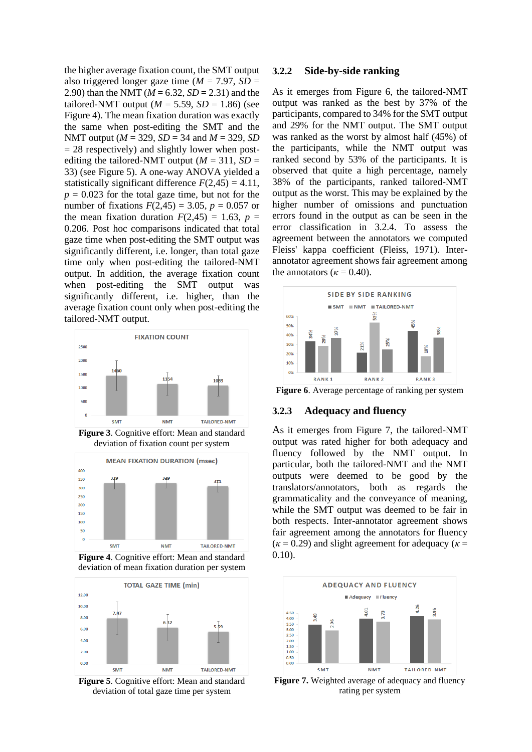the higher average fixation count, the SMT output also triggered longer gaze time (*M* = 7.97, *SD* = 2.90) than the NMT (*M* = 6.32, *SD* = 2.31) and the tailored-NMT output (*M* = 5.59, *SD* = 1.86) (see Figure 4). The mean fixation duration was exactly the same when post-editing the SMT and the NMT output (*M* = 329, *SD* = 34 and *M* = 329, *SD* = 28 respectively) and slightly lower when post-editing the tailored-NMT output (*M* = 311, *SD* = 33) (see Figure 5). A one-way ANOVA yielded a statistically significant difference $F(2,45) = 4.11$, $p = 0.023$ for the total gaze time, but not for the number of fixations $F(2,45) = 3.05$, $p = 0.057$ or the mean fixation duration $F(2,45) = 1.63$, $p = 0.206$. Post hoc comparisons indicated that total gaze time when post-editing the SMT output was significantly different, i.e. longer, than total gaze time only when post-editing the tailored-NMT output. In addition, the average fixation count when post-editing the SMT output was significantly different, i.e. higher, than the average fixation count only when post-editing the tailored-NMT output.

**Figure 3**. Cognitive effort: Mean and standard deviation of fixation count per system

**Figure 4**. Cognitive effort: Mean and standard deviation of mean fixation duration per system

**Figure 5**. Cognitive effort: Mean and standard deviation of total gaze time per system

### 3.2.2 Side-by-side ranking

As it emerges from Figure 6, the tailored-NMT output was ranked as the best by 37% of the participants, compared to 34% for the SMT output and 29% for the NMT output. The SMT output was ranked as the worst by almost half (45%) of the participants, while the NMT output was ranked second by 53% of the participants. It is observed that quite a high percentage, namely 38% of the participants, ranked tailored-NMT output as the worst. This may be explained by the higher number of omissions and punctuation errors found in the output as can be seen in the error classification in 3.2.4. To assess the agreement between the annotators we computed Fleiss' kappa coefficient (Fleiss, 1971). Inter-annotator agreement shows fair agreement among the annotators ($\kappa = 0.40$).

**Figure 6**. Average percentage of ranking per system

### 3.2.3 Adequacy and fluency

As it emerges from Figure 7, the tailored-NMT output was rated higher for both adequacy and fluency followed by the NMT output. In particular, both the tailored-NMT and the NMT outputs were deemed to be good by the translators/annotators, both as regards the grammaticality and the conveyance of meaning, while the SMT output was deemed to be fair in both respects. Inter-annotator agreement shows fair agreement among the annotators for fluency ($\kappa = 0.29$) and slight agreement for adequacy ($\kappa = 0.10$).

**Figure 7.** Weighted average of adequacy and fluency rating per system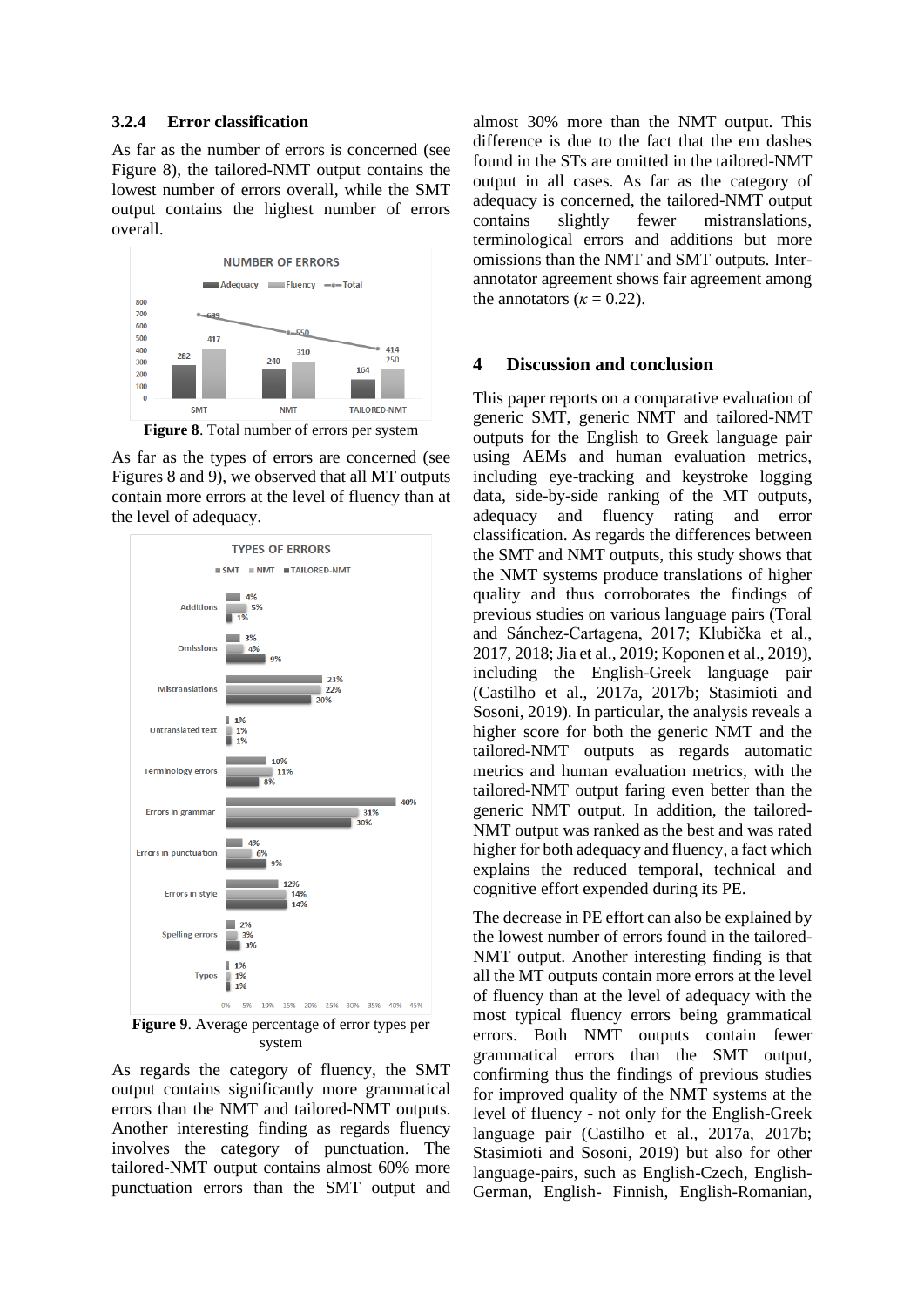### 3.2.4 Error classification

As far as the number of errors is concerned (see Figure 8), the tailored-NMT output contains the lowest number of errors overall, while the SMT output contains the highest number of errors overall.

**Figure 8**. Total number of errors per system

As far as the types of errors are concerned (see Figures 8 and 9), we observed that all MT outputs contain more errors at the level of fluency than at the level of adequacy.

**Figure 9**. Average percentage of error types per system

As regards the category of fluency, the SMT output contains significantly more grammatical errors than the NMT and tailored-NMT outputs. Another interesting finding as regards fluency involves the category of punctuation. The tailored-NMT output contains almost 60% more punctuation errors than the SMT output and almost 30% more than the NMT output. This difference is due to the fact that the em dashes found in the STs are omitted in the tailored-NMT output in all cases. As far as the category of adequacy is concerned, the tailored-NMT output contains slightly fewer mistranslations, terminological errors and additions but more omissions than the NMT and SMT outputs. Inter-annotator agreement shows fair agreement among the annotators ($\kappa = 0.22$).

## 4 Discussion and conclusion

This paper reports on a comparative evaluation of generic SMT, generic NMT and tailored-NMT outputs for the English to Greek language pair using AEMs and human evaluation metrics, including eye-tracking and keystroke logging data, side-by-side ranking of the MT outputs, adequacy and fluency rating and error classification. As regards the differences between the SMT and NMT outputs, this study shows that the NMT systems produce translations of higher quality and thus corroborates the findings of previous studies on various language pairs (Toral and Sánchez-Cartagena, 2017; Klubička et al., 2017, 2018; Jia et al., 2019; Koponen et al., 2019), including the English-Greek language pair (Castilho et al., 2017a, 2017b; Stasimioti and Sosoni, 2019). In particular, the analysis reveals a higher score for both the generic NMT and the tailored-NMT outputs as regards automatic metrics and human evaluation metrics, with the tailored-NMT output faring even better than the generic NMT output. In addition, the tailored-NMT output was ranked as the best and was rated higher for both adequacy and fluency, a fact which explains the reduced temporal, technical and cognitive effort expended during its PE.

The decrease in PE effort can also be explained by the lowest number of errors found in the tailored-NMT output. Another interesting finding is that all the MT outputs contain more errors at the level of fluency than at the level of adequacy with the most typical fluency errors being grammatical errors. Both NMT outputs contain fewer grammatical errors than the SMT output, confirming thus the findings of previous studies for improved quality of the NMT systems at the level of fluency - not only for the English-Greek language pair (Castilho et al., 2017a, 2017b; Stasimioti and Sosoni, 2019) but also for other language-pairs, such as English-Czech, English-German, English- Finnish, English-Romanian,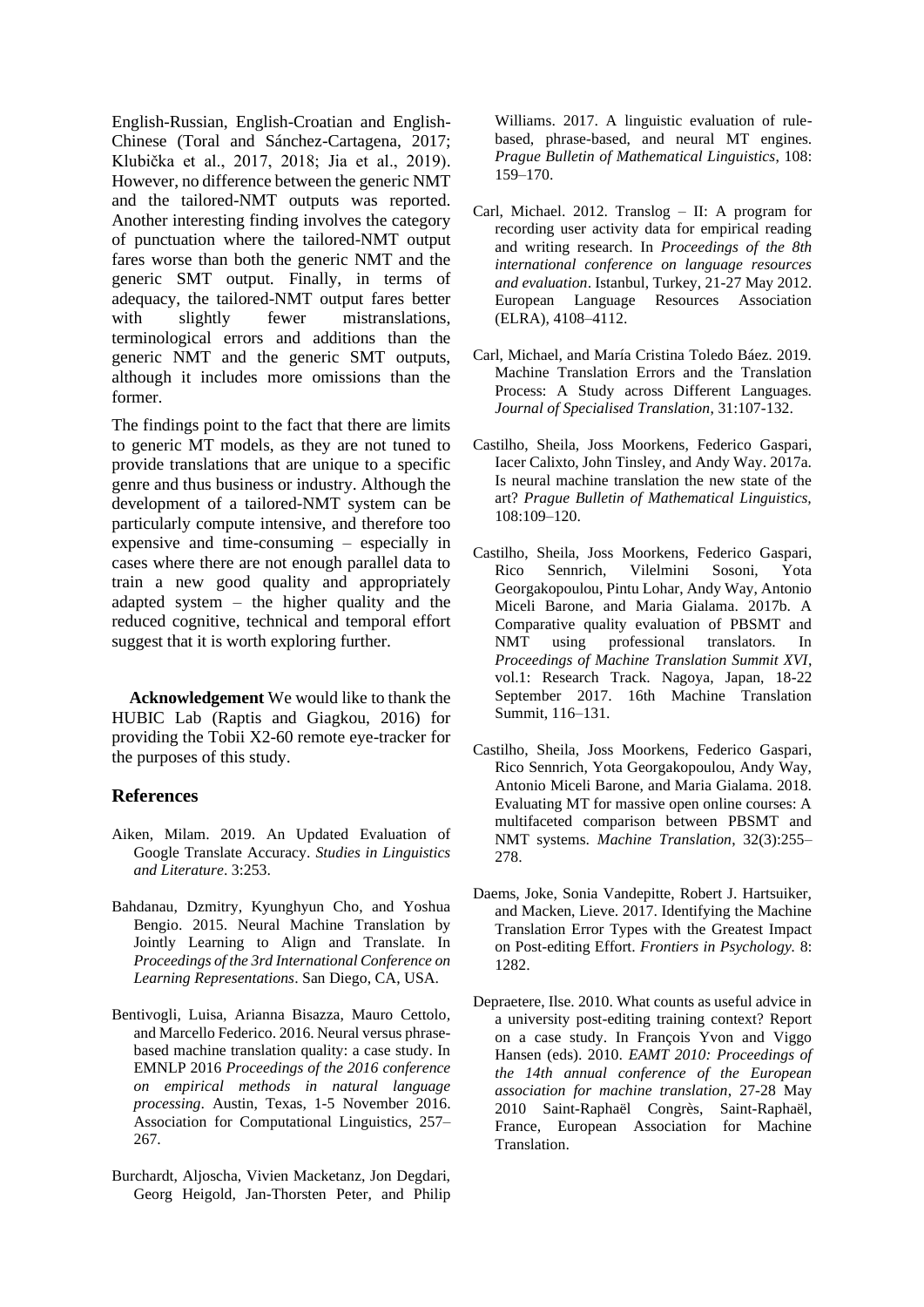English-Russian, English-Croatian and English-Chinese (Toral and Sánchez-Cartagena, 2017; Klubička et al., 2017, 2018; Jia et al., 2019). However, no difference between the generic NMT and the tailored-NMT outputs was reported. Another interesting finding involves the category of punctuation where the tailored-NMT output fares worse than both the generic NMT and the generic SMT output. Finally, in terms of adequacy, the tailored-NMT output fares better with slightly fewer mistranslations, terminological errors and additions than the generic NMT and the generic SMT outputs, although it includes more omissions than the former.

The findings point to the fact that there are limits to generic MT models, as they are not tuned to provide translations that are unique to a specific genre and thus business or industry. Although the development of a tailored-NMT system can be particularly compute intensive, and therefore too expensive and time-consuming – especially in cases where there are not enough parallel data to train a new good quality and appropriately adapted system – the higher quality and the reduced cognitive, technical and temporal effort suggest that it is worth exploring further.

**Acknowledgement** We would like to thank the HUBIC Lab (Raptis and Giagkou, 2016) for providing the Tobii X2-60 remote eye-tracker for the purposes of this study.

## References

Aiken, Milam. 2019. An Updated Evaluation of Google Translate Accuracy. *Studies in Linguistics and Literature*. 3:253.

Bahdanau, Dzmitry, Kyunghyun Cho, and Yoshua Bengio. 2015. Neural Machine Translation by Jointly Learning to Align and Translate. In *Proceedings of the 3rd International Conference on Learning Representations*. San Diego, CA, USA.

Bentivogli, Luisa, Arianna Bisazza, Mauro Cettolo, and Marcello Federico. 2016. Neural versus phrase-based machine translation quality: a case study. In EMNLP 2016 *Proceedings of the 2016 conference on empirical methods in natural language processing*. Austin, Texas, 1-5 November 2016. Association for Computational Linguistics, 257–267.

Burchardt, Aljoscha, Vivien Macketanz, Jon Degdari, Georg Heigold, Jan-Thorsten Peter, and Philip Williams. 2017. A linguistic evaluation of rule-based, phrase-based, and neural MT engines. *Prague Bulletin of Mathematical Linguistics*, 108: 159–170.

Carl, Michael. 2012. Translog – II: A program for recording user activity data for empirical reading and writing research. In *Proceedings of the 8th international conference on language resources and evaluation*. Istanbul, Turkey, 21-27 May 2012. European Language Resources Association (ELRA), 4108–4112.

Carl, Michael, and María Cristina Toledo Báez. 2019. Machine Translation Errors and the Translation Process: A Study across Different Languages. *Journal of Specialised Translation*, 31:107-132.

Castilho, Sheila, Joss Moorkens, Federico Gaspari, Iacer Calixto, John Tinsley, and Andy Way. 2017a. Is neural machine translation the new state of the art? *Prague Bulletin of Mathematical Linguistics*, 108:109–120.

Castilho, Sheila, Joss Moorkens, Federico Gaspari, Rico Sennrich, Vilelmini Sosoni, Yota Georgakopoulou, Pintu Lohar, Andy Way, Antonio Miceli Barone, and Maria Gialama. 2017b. A Comparative quality evaluation of PBSMT and NMT using professional translators. In *Proceedings of Machine Translation Summit XVI*, vol.1: Research Track. Nagoya, Japan, 18-22 September 2017. 16th Machine Translation Summit, 116–131.

Castilho, Sheila, Joss Moorkens, Federico Gaspari, Rico Sennrich, Yota Georgakopoulou, Andy Way, Antonio Miceli Barone, and Maria Gialama. 2018. Evaluating MT for massive open online courses: A multifaceted comparison between PBSMT and NMT systems. *Machine Translation*, 32(3):255–278.

Daems, Joke, Sonia Vandepitte, Robert J. Hartsuiker, and Macken, Lieve. 2017. Identifying the Machine Translation Error Types with the Greatest Impact on Post-editing Effort. *Frontiers in Psychology.* 8: 1282.

Depraetere, Ilse. 2010. What counts as useful advice in a university post-editing training context? Report on a case study. In François Yvon and Viggo Hansen (eds). 2010. *EAMT 2010: Proceedings of the 14th annual conference of the European association for machine translation*, 27-28 May 2010 Saint-Raphaël Congrès, Saint-Raphaël, France, European Association for Machine Translation.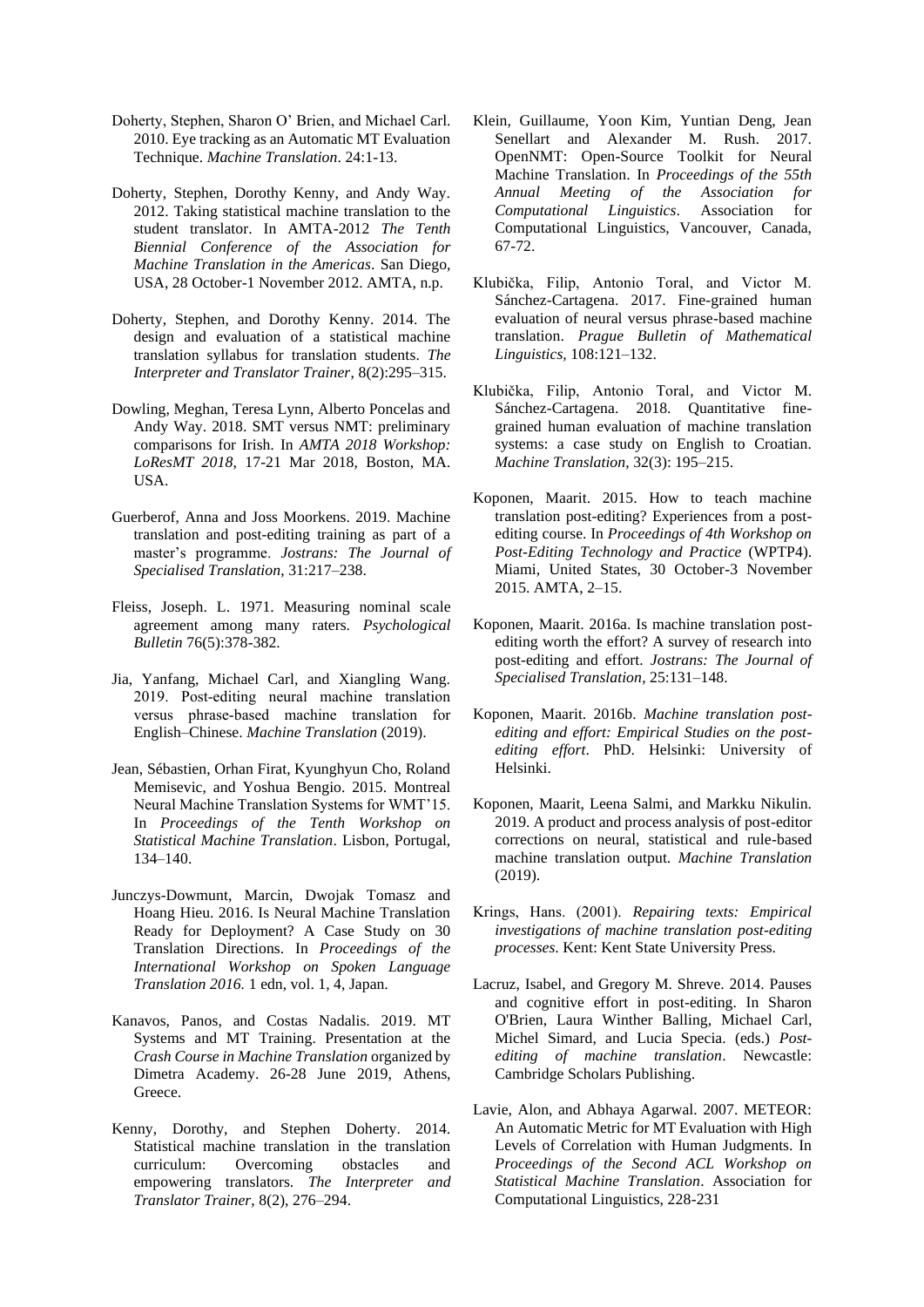Doherty, Stephen, Sharon O' Brien, and Michael Carl. 2010. Eye tracking as an Automatic MT Evaluation Technique. *Machine Translation*. 24:1-13.

Doherty, Stephen, Dorothy Kenny, and Andy Way. 2012. Taking statistical machine translation to the student translator. In AMTA-2012 *The Tenth Biennial Conference of the Association for Machine Translation in the Americas*. San Diego, USA, 28 October-1 November 2012. AMTA, n.p.

Doherty, Stephen, and Dorothy Kenny. 2014. The design and evaluation of a statistical machine translation syllabus for translation students. *The Interpreter and Translator Trainer*, 8(2):295–315.

Dowling, Meghan, Teresa Lynn, Alberto Poncelas and Andy Way. 2018. SMT versus NMT: preliminary comparisons for Irish. In *AMTA 2018 Workshop: LoResMT 2018*, 17-21 Mar 2018, Boston, MA. USA.

Guerberof, Anna and Joss Moorkens. 2019. Machine translation and post-editing training as part of a master's programme. *Jostrans: The Journal of Specialised Translation*, 31:217–238.

Fleiss, Joseph. L. 1971. Measuring nominal scale agreement among many raters. *Psychological Bulletin* 76(5):378-382.

Jia, Yanfang, Michael Carl, and Xiangling Wang. 2019. Post-editing neural machine translation versus phrase-based machine translation for English–Chinese. *Machine Translation* (2019).

Jean, Sébastien, Orhan Firat, Kyunghyun Cho, Roland Memisevic, and Yoshua Bengio. 2015. Montreal Neural Machine Translation Systems for WMT'15. In *Proceedings of the Tenth Workshop on Statistical Machine Translation*. Lisbon, Portugal, 134–140.

Junczys-Dowmunt, Marcin, Dwojak Tomasz and Hoang Hieu. 2016. Is Neural Machine Translation Ready for Deployment? A Case Study on 30 Translation Directions. In *Proceedings of the International Workshop on Spoken Language Translation 2016.* 1 edn, vol. 1, 4, Japan.

Kanavos, Panos, and Costas Nadalis. 2019. MT Systems and MT Training. Presentation at the *Crash Course in Machine Translation* organized by Dimetra Academy. 26-28 June 2019, Athens, Greece.

Kenny, Dorothy, and Stephen Doherty. 2014. Statistical machine translation in the translation curriculum: Overcoming obstacles and empowering translators. *The Interpreter and Translator Trainer*, 8(2), 276–294.

Klein, Guillaume, Yoon Kim, Yuntian Deng, Jean Senellart and Alexander M. Rush. 2017. OpenNMT: Open-Source Toolkit for Neural Machine Translation. In *Proceedings of the 55th Annual Meeting of the Association for Computational Linguistics*. Association for Computational Linguistics, Vancouver, Canada, 67-72.

Klubička, Filip, Antonio Toral, and Victor M. Sánchez-Cartagena. 2017. Fine-grained human evaluation of neural versus phrase-based machine translation. *Prague Bulletin of Mathematical Linguistics,* 108:121–132.

Klubička, Filip, Antonio Toral, and Victor M. Sánchez-Cartagena. 2018. Quantitative fine-grained human evaluation of machine translation systems: a case study on English to Croatian. *Machine Translation*, 32(3): 195–215.

Koponen, Maarit. 2015. How to teach machine translation post-editing? Experiences from a post-editing course. In *Proceedings of 4th Workshop on Post-Editing Technology and Practice* (WPTP4). Miami, United States, 30 October-3 November 2015. AMTA, 2–15.

Koponen, Maarit. 2016a. Is machine translation post-editing worth the effort? A survey of research into post-editing and effort. *Jostrans: The Journal of Specialised Translation*, 25:131–148.

Koponen, Maarit. 2016b. *Machine translation post-editing and effort: Empirical Studies on the post-editing effort*. PhD. Helsinki: University of Helsinki.

Koponen, Maarit, Leena Salmi, and Markku Nikulin. 2019. A product and process analysis of post-editor corrections on neural, statistical and rule-based machine translation output. *Machine Translation* (2019).

Krings, Hans. (2001). *Repairing texts: Empirical investigations of machine translation post-editing processes*. Kent: Kent State University Press.

Lacruz, Isabel, and Gregory M. Shreve. 2014. Pauses and cognitive effort in post-editing. In Sharon O'Brien, Laura Winther Balling, Michael Carl, Michel Simard, and Lucia Specia. (eds.) *Post-editing of machine translation*. Newcastle: Cambridge Scholars Publishing.

Lavie, Alon, and Abhaya Agarwal. 2007. METEOR: An Automatic Metric for MT Evaluation with High Levels of Correlation with Human Judgments. In *Proceedings of the Second ACL Workshop on Statistical Machine Translation*. Association for Computational Linguistics, 228-231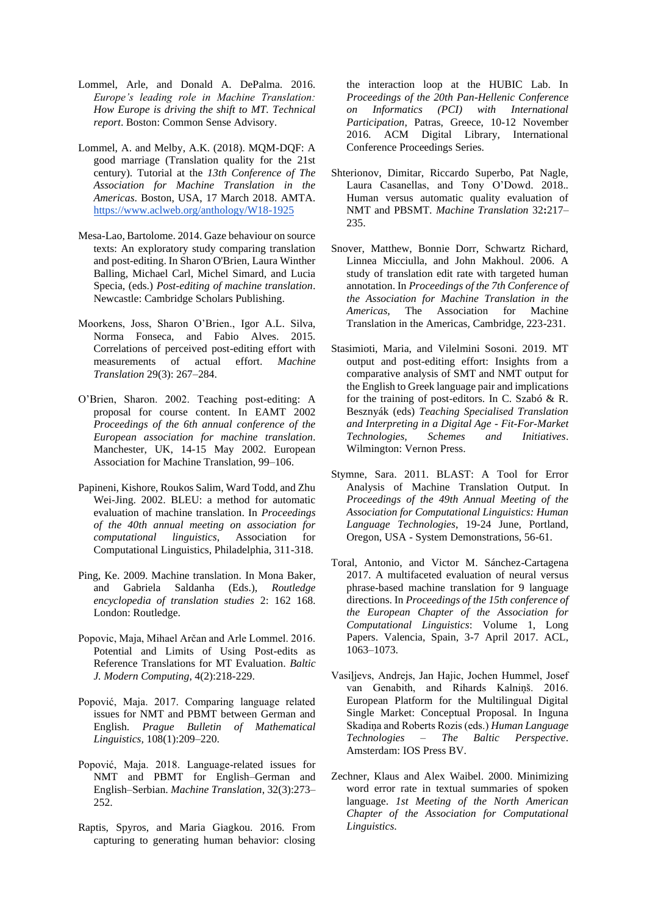Lommel, Arle, and Donald A. DePalma. 2016. *Europe's leading role in Machine Translation: How Europe is driving the shift to MT. Technical report*. Boston: Common Sense Advisory.

Lommel, A. and Melby, A.K. (2018). MQM-DQF: A good marriage (Translation quality for the 21st century). Tutorial at the *13th Conference of The Association for Machine Translation in the Americas*. Boston, USA, 17 March 2018. AMTA. https://www.aclweb.org/anthology/W18-1925

Mesa-Lao, Bartolome. 2014. Gaze behaviour on source texts: An exploratory study comparing translation and post-editing. In Sharon O'Brien, Laura Winther Balling, Michael Carl, Michel Simard, and Lucia Specia, (eds.) *Post-editing of machine translation*. Newcastle: Cambridge Scholars Publishing.

Moorkens, Joss, Sharon O'Brien., Igor A.L. Silva, Norma Fonseca, and Fabio Alves. 2015. Correlations of perceived post-editing effort with measurements of actual effort. *Machine Translation* 29(3): 267–284.

O'Brien, Sharon. 2002. Teaching post-editing: A proposal for course content. In EAMT 2002 *Proceedings of the 6th annual conference of the European association for machine translation*. Manchester, UK, 14-15 May 2002. European Association for Machine Translation, 99–106.

Papineni, Kishore, Roukos Salim, Ward Todd, and Zhu Wei-Jing. 2002. BLEU: a method for automatic evaluation of machine translation. In *Proceedings of the 40th annual meeting on association for computational linguistics*, Association for Computational Linguistics, Philadelphia, 311-318.

Ping, Ke. 2009. Machine translation. In Mona Baker, and Gabriela Saldanha (Eds.), *Routledge encyclopedia of translation studies* 2: 162 168. London: Routledge.

Popovic, Maja, Mihael Arčan and Arle Lommel. 2016. Potential and Limits of Using Post-edits as Reference Translations for MT Evaluation. *Baltic J. Modern Computing*, 4(2):218-229.

Popović, Maja. 2017. Comparing language related issues for NMT and PBMT between German and English. *Prague Bulletin of Mathematical Linguistics*, 108(1):209–220.

Popović, Maja. 2018. Language-related issues for NMT and PBMT for English–German and English–Serbian. *Machine Translation*, 32(3):273–252.

Raptis, Spyros, and Maria Giagkou. 2016. From capturing to generating human behavior: closing the interaction loop at the HUBIC Lab. In *Proceedings of the 20th Pan-Hellenic Conference on Informatics (PCI) with International Participation*, Patras, Greece, 10-12 November 2016. ACM Digital Library, International Conference Proceedings Series.

Shterionov, Dimitar, Riccardo Superbo, Pat Nagle, Laura Casanellas, and Tony O'Dowd. 2018.. Human versus automatic quality evaluation of NMT and PBSMT. *Machine Translation* 32**:**217–235.

Snover, Matthew, Bonnie Dorr, Schwartz Richard, Linnea Micciulla, and John Makhoul. 2006. A study of translation edit rate with targeted human annotation. In *Proceedings of the 7th Conference of the Association for Machine Translation in the Americas,* The Association for Machine Translation in the Americas, Cambridge, 223-231.

Stasimioti, Maria, and Vilelmini Sosoni. 2019. MT output and post-editing effort: Insights from a comparative analysis of SMT and NMT output for the English to Greek language pair and implications for the training of post-editors. In C. Szabó & R. Besznyák (eds) *Teaching Specialised Translation and Interpreting in a Digital Age - Fit-For-Market Technologies, Schemes and Initiatives*. Wilmington: Vernon Press.

Stymne, Sara. 2011. BLAST: A Tool for Error Analysis of Machine Translation Output. In *Proceedings of the 49th Annual Meeting of the Association for Computational Linguistics: Human Language Technologies*, 19-24 June, Portland, Oregon, USA - System Demonstrations, 56-61.

Toral, Antonio, and Victor M. Sánchez-Cartagena 2017. A multifaceted evaluation of neural versus phrase-based machine translation for 9 language directions. In *Proceedings of the 15th conference of the European Chapter of the Association for Computational Linguistics*: Volume 1, Long Papers. Valencia, Spain, 3-7 April 2017. ACL, 1063–1073.

Vasiļjevs, Andrejs, Jan Hajic, Jochen Hummel, Josef van Genabith, and Rihards Kalniņš. 2016. European Platform for the Multilingual Digital Single Market: Conceptual Proposal. In Inguna Skadiņa and Roberts Rozis (eds.) *Human Language Technologies – The Baltic Perspective*. Amsterdam: IOS Press BV.

Zechner, Klaus and Alex Waibel. 2000. Minimizing word error rate in textual summaries of spoken language. *1st Meeting of the North American Chapter of the Association for Computational Linguistics*.